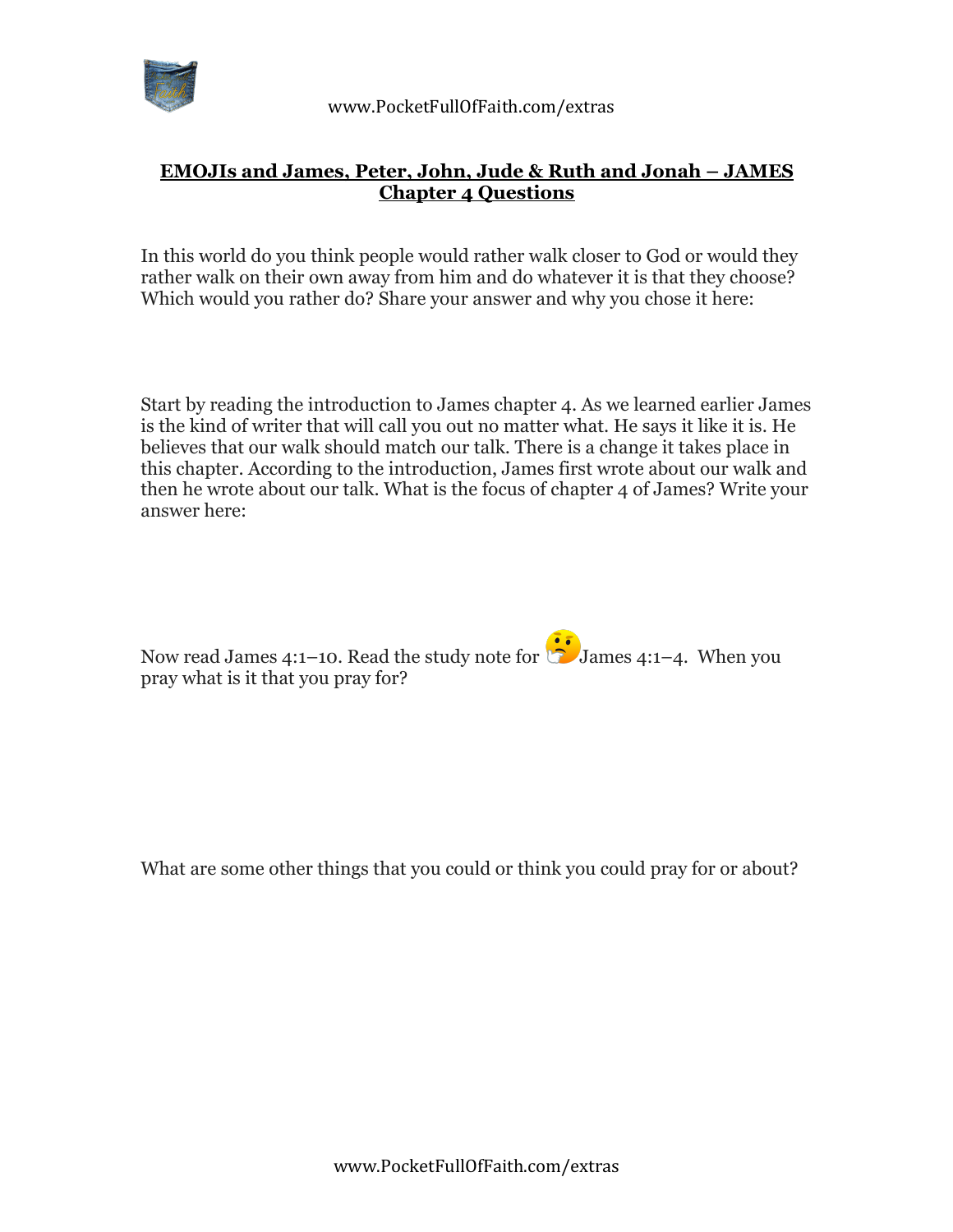## EMOJIs and James, Peter, John, Jude & Ruth and Jonah – JAMES Chapter 4 Questions

In this world do you think people would rather walk closer to God or would they rather walk on their own away from him and do whatever it is that they choose? Which would you rather do? Share your answer and why you chose it here:

Start by reading the introduction to James chapter 4. As we learned earlier James is the kind of writer that will call you out no matter what. He says it like it is. He believes that our walk should match our talk. There is a change it takes place in this chapter. According to the introduction, James first wrote about our walk and then he wrote about our talk. What is the focus of chapter 4 of James? Write your answer here:

Now read James 4:1–10. Read the study note for 🤔James 4:1–4. When you pray what is it that you pray for?

What are some other things that you could or think you could pray for or about?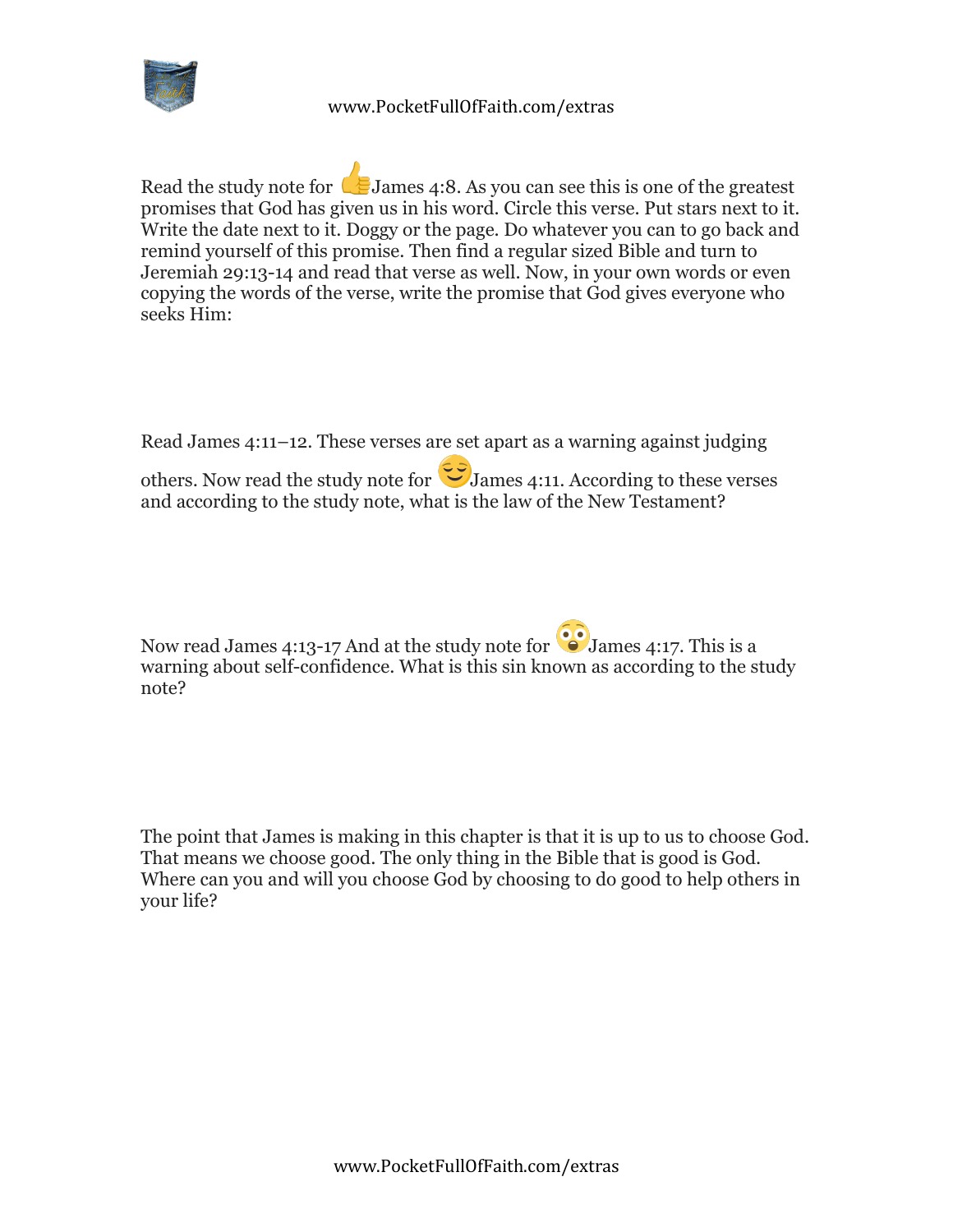Read the study note for 👍James 4:8. As you can see this is one of the greatest promises that God has given us in his word. Circle this verse. Put stars next to it. Write the date next to it. Doggy or the page. Do whatever you can to go back and remind yourself of this promise. Then find a regular sized Bible and turn to Jeremiah 29:13-14 and read that verse as well. Now, in your own words or even copying the words of the verse, write the promise that God gives everyone who seeks Him:

Read James 4:11–12. These verses are set apart as a warning against judging others. Now read the study note for 😌James 4:11. According to these verses and according to the study note, what is the law of the New Testament?

Now read James 4:13-17 And at the study note for 😲James 4:17. This is a warning about self-confidence. What is this sin known as according to the study note?

The point that James is making in this chapter is that it is up to us to choose God. That means we choose good. The only thing in the Bible that is good is God. Where can you and will you choose God by choosing to do good to help others in your life?